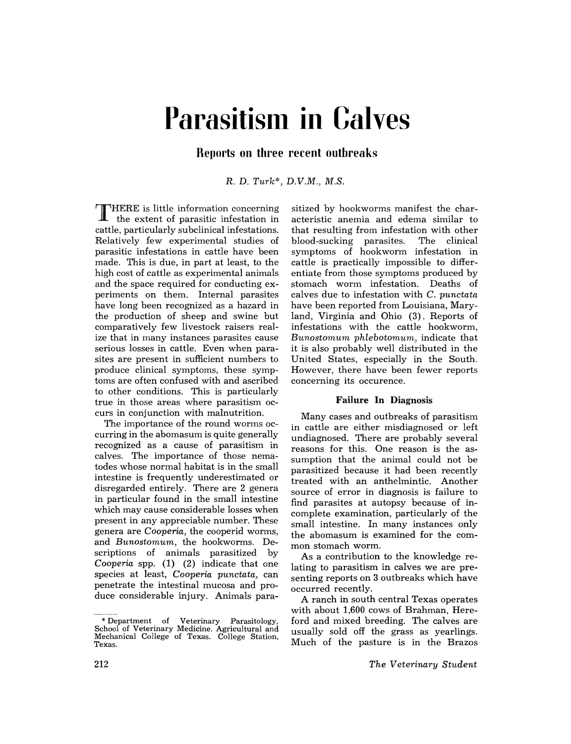# Parasitism in Calves

## Reports on three recent outbreaks

*R. D. Turk\*, D.V.M., M.S.*

THERE is little information concerning the extent of parasitic infestation in cattle, particularly subclinical infestations. Relatively few experimental studies of parasitic infestations in cattle have been made. This is due, in part at least, to the high cost of cattle as experimental animals and the space required for conducting experiments on them. Internal parasites have long been recognized as a hazard in the production of sheep and swine but comparatively few livestock raisers realize that in many instances parasites cause serious losses in cattle. Even when parasites are present in sufficient numbers to produce clinical symptoms, these symptoms are often confused with and ascribed to other conditions. This is particularly true in those areas where parasitism occurs in conjunction with malnutrition.

The importance of the round worms occurring in the abomasum is quite generally recognized as a cause of parasitism in calves. The importance of those nematodes whose normal habitat is in the small intestine is frequently underestimated or disregarded entirely. There are 2 genera in particular found in the small intestine which may cause considerable losses when present in any appreciable number. These genera are *Cooperia*, the cooperid worms, and *Bunostomum*, the hookworms. Descriptions of animals parasitized by *Cooperia* spp. (1) (2) indicate that one species at least, *Cooperia punctata*, can penetrate the intestinal mucosa and produce considerable injury. Animals parasitized by hookworms manifest the characteristic anemia and edema similar to that resulting from infestation with other blood-sucking parasites. The clinical symptoms of hookworm infestation in cattle is practically impossible to differentiate from those symptoms produced by stomach worm infestation. Deaths of calves due to infestation with *C. punctata* have been reported from Louisiana, Maryland, Virginia and Ohio (3). Reports of infestations with the cattle hookworm, *Bunostomum phlebotomum*, indicate that it is also probably well distributed in the United States, especially in the South. However, there have been fewer reports concerning its occurence.

### Failure In Diagnosis

Many cases and outbreaks of parasitism in cattle are either misdiagnosed or left undiagnosed. There are probably several reasons for this. One reason is the assumption that the animal could not be parasitized because it had been recently treated with an anthelmintic. Another source of error in diagnosis is failure to find parasites at autopsy because of incomplete examination, particularly of the small intestine. In many instances only the abomasum is examined for the common stomach worm.

As a contribution to the knowledge relating to parasitism in calves we are presenting reports on 3 outbreaks which have occurred recently.

A ranch in south central Texas operates with about 1,600 cows of Brahman, Hereford and mixed breeding. The calves are usually sold off the grass as yearlings. Much of the pasture is in the Brazos

\* Department of Veterinary Parasitology, School of Veterinary Medicine. Agricultural and Mechanical College of Texas. College Station, Texas.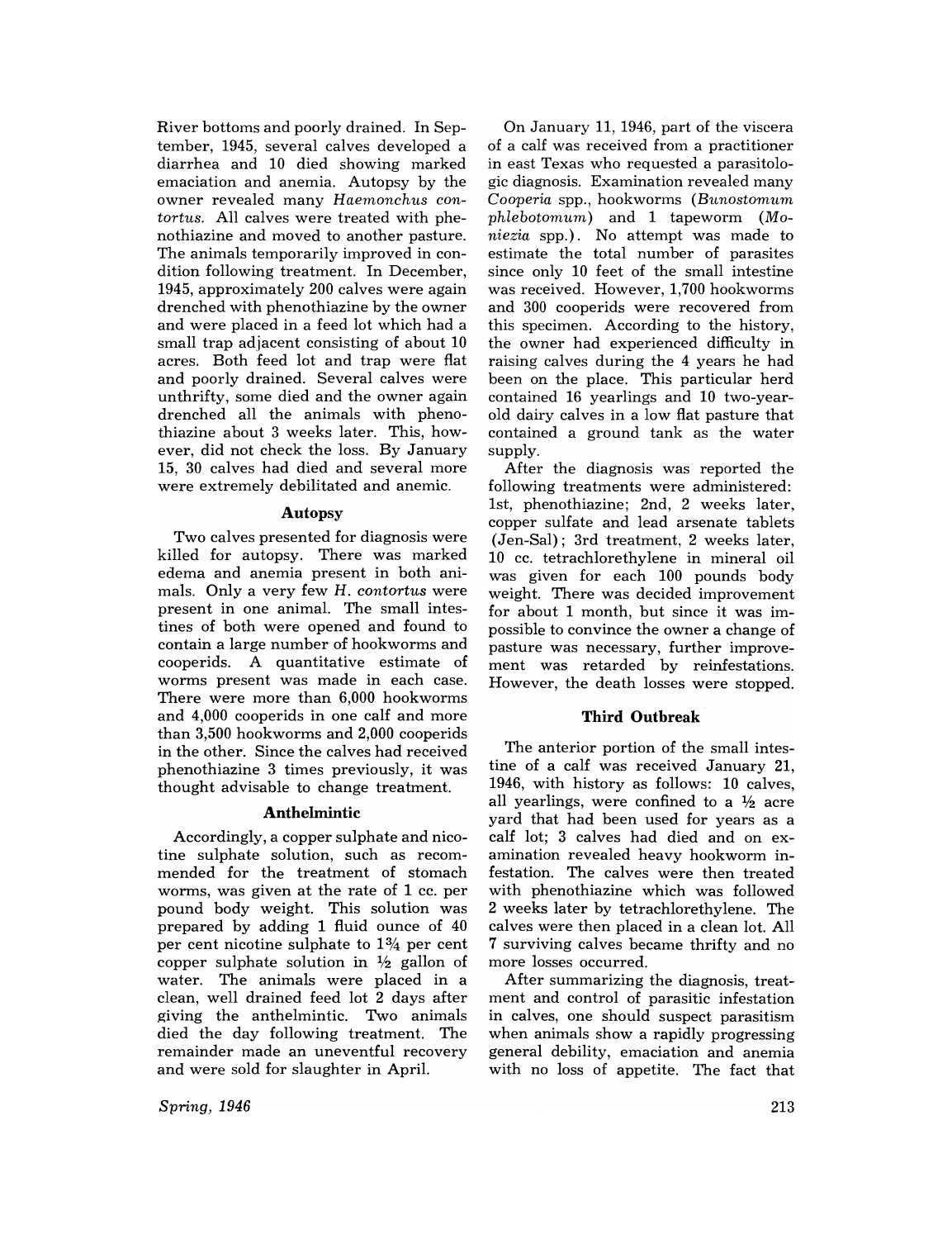River bottoms and poorly drained. In September, 1945, several calves developed a diarrhea and 10 died showing marked emaciation and anemia. Autopsy by the owner revealed many *Haemonchus contortus*. All calves were treated with phenothiazine and moved to another pasture. The animals temporarily improved in condition following treatment. In December, 1945, approximately 200 calves were again drenched with phenothiazine by the owner and were placed in a feed lot which had a small trap adjacent consisting of about 10 acres. Both feed lot and trap were flat and poorly drained. Several calves were unthrifty, some died and the owner again drenched all the animals with phenothiazine about 3 weeks later. This, however, did not check the loss. By January 15, 30 calves had died and several more were extremely debilitated and anemic.

### Autopsy

Two calves presented for diagnosis were killed for autopsy. There was marked edema and anemia present in both animals. Only a very few *H. contortus* were present in one animal. The small intestines of both were opened and found to contain a large number of hookworms and cooperids. A quantitative estimate of worms present was made in each case. There were more than 6,000 hookworms and 4,000 cooperids in one calf and more than 3,500 hookworms and 2,000 cooperids in the other. Since the calves had received phenothiazine 3 times previously, it was thought advisable to change treatment.

### Anthelmintic

Accordingly, a copper sulphate and nicotine sulphate solution, such as recommended for the treatment of stomach worms, was given at the rate of 1 cc. per pound body weight. This solution was prepared by adding 1 fluid ounce of 40 per cent nicotine sulphate to 1¾ per cent copper sulphate solution in ½ gallon of water. The animals were placed in a clean, well drained feed lot 2 days after giving the anthelmintic. Two animals died the day following treatment. The remainder made an uneventful recovery and were sold for slaughter in April.

On January 11, 1946, part of the viscera of a calf was received from a practitioner in east Texas who requested a parasitologic diagnosis. Examination revealed many *Cooperia* spp., hookworms (*Bunostomum phlebotomum*) and 1 tapeworm (*Moniezia* spp.). No attempt was made to estimate the total number of parasites since only 10 feet of the small intestine was received. However, 1,700 hookworms and 300 cooperids were recovered from this specimen. According to the history, the owner had experienced difficulty in raising calves during the 4 years he had been on the place. This particular herd contained 16 yearlings and 10 two-year-old dairy calves in a low flat pasture that contained a ground tank as the water supply.

After the diagnosis was reported the following treatments were administered: 1st, phenothiazine; 2nd, 2 weeks later, copper sulfate and lead arsenate tablets (Jen-Sal); 3rd treatment, 2 weeks later, 10 cc. tetrachlorethylene in mineral oil was given for each 100 pounds body weight. There was decided improvement for about 1 month, but since it was impossible to convince the owner a change of pasture was necessary, further improvement was retarded by reinfestations. However, the death losses were stopped.

### Third Outbreak

The anterior portion of the small intestine of a calf was received January 21, 1946, with history as follows: 10 calves, all yearlings, were confined to a ½ acre yard that had been used for years as a calf lot; 3 calves had died and on examination revealed heavy hookworm infestation. The calves were then treated with phenothiazine which was followed 2 weeks later by tetrachlorethylene. The calves were then placed in a clean lot. All 7 surviving calves became thrifty and no more losses occurred.

After summarizing the diagnosis, treatment and control of parasitic infestation in calves, one should suspect parasitism when animals show a rapidly progressing general debility, emaciation and anemia with no loss of appetite. The fact that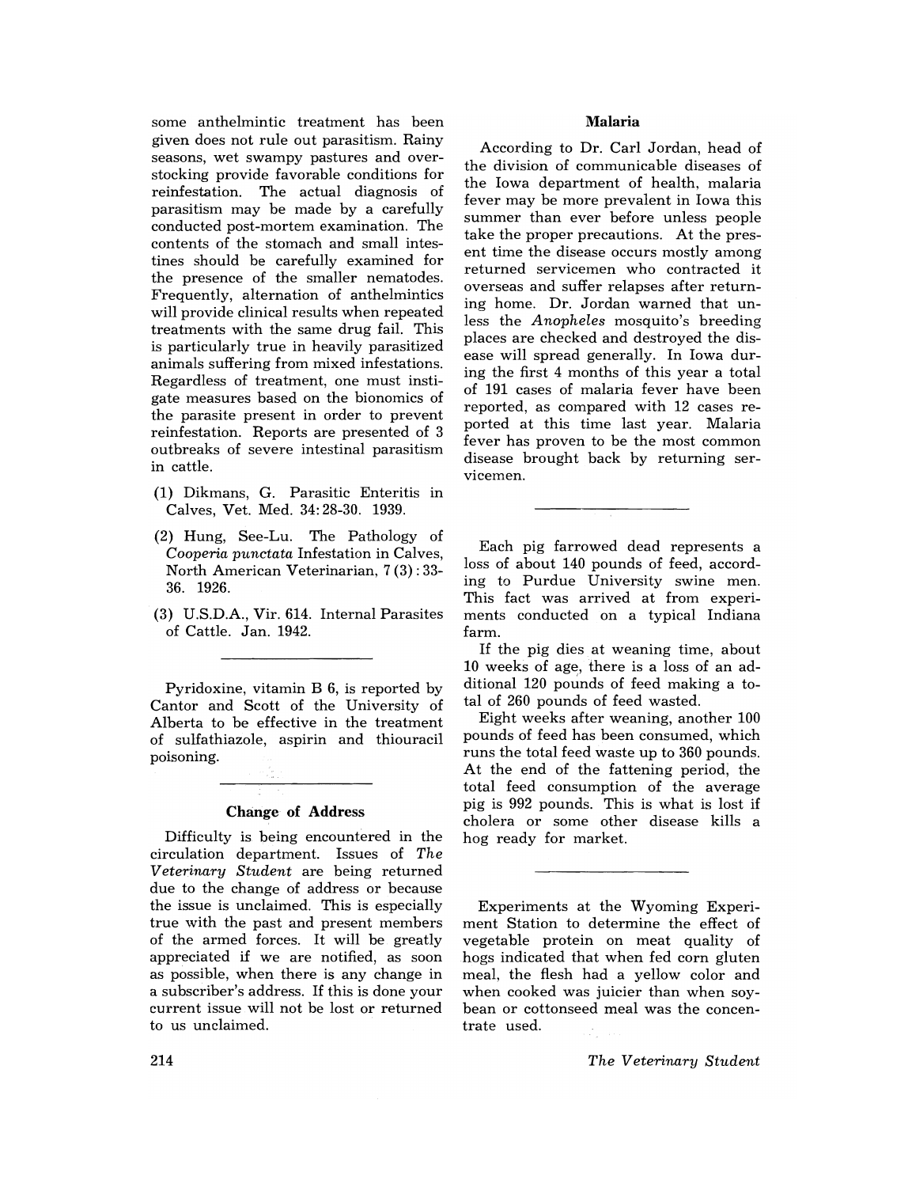some anthelmintic treatment has been given does not rule out parasitism. Rainy seasons, wet swampy pastures and overstocking provide favorable conditions for reinfestation. The actual diagnosis of parasitism may be made by a carefully conducted post-mortem examination. The contents of the stomach and small intestines should be carefully examined for the presence of the smaller nematodes. Frequently, alternation of anthelmintics will provide clinical results when repeated treatments with the same drug fail. This is particularly true in heavily parasitized animals suffering from mixed infestations. Regardless of treatment, one must instigate measures based on the bionomics of the parasite present in order to prevent reinfestation. Reports are presented of 3 outbreaks of severe intestinal parasitism in cattle.

(1) Dikmans, G. Parasitic Enteritis in Calves, Vet. Med. 34:28-30. 1939.

(2) Hung, See-Lu. The Pathology of *Cooperia punctata* Infestation in Calves, North American Veterinarian, 7(3):33-36. 1926.

(3) U.S.D.A., Vir. 614. Internal Parasites of Cattle. Jan. 1942.

---

Pyridoxine, vitamin B 6, is reported by Cantor and Scott of the University of Alberta to be effective in the treatment of sulfathiazole, aspirin and thiouracil poisoning.

---

### Change of Address

Difficulty is being encountered in the circulation department. Issues of *The Veterinary Student* are being returned due to the change of address or because the issue is unclaimed. This is especially true with the past and present members of the armed forces. It will be greatly appreciated if we are notified, as soon as possible, when there is any change in a subscriber's address. If this is done your current issue will not be lost or returned to us unclaimed.

### Malaria

According to Dr. Carl Jordan, head of the division of communicable diseases of the Iowa department of health, malaria fever may be more prevalent in Iowa this summer than ever before unless people take the proper precautions. At the present time the disease occurs mostly among returned servicemen who contracted it overseas and suffer relapses after returning home. Dr. Jordan warned that unless the *Anopheles* mosquito's breeding places are checked and destroyed the disease will spread generally. In Iowa during the first 4 months of this year a total of 191 cases of malaria fever have been reported, as compared with 12 cases reported at this time last year. Malaria fever has proven to be the most common disease brought back by returning servicemen.

---

Each pig farrowed dead represents a loss of about 140 pounds of feed, according to Purdue University swine men. This fact was arrived at from experiments conducted on a typical Indiana farm.

If the pig dies at weaning time, about 10 weeks of age, there is a loss of an additional 120 pounds of feed making a total of 260 pounds of feed wasted.

Eight weeks after weaning, another 100 pounds of feed has been consumed, which runs the total feed waste up to 360 pounds. At the end of the fattening period, the total feed consumption of the average pig is 992 pounds. This is what is lost if cholera or some other disease kills a hog ready for market.

---

Experiments at the Wyoming Experiment Station to determine the effect of vegetable protein on meat quality of hogs indicated that when fed corn gluten meal, the flesh had a yellow color and when cooked was juicier than when soybean or cottonseed meal was the concentrate used.